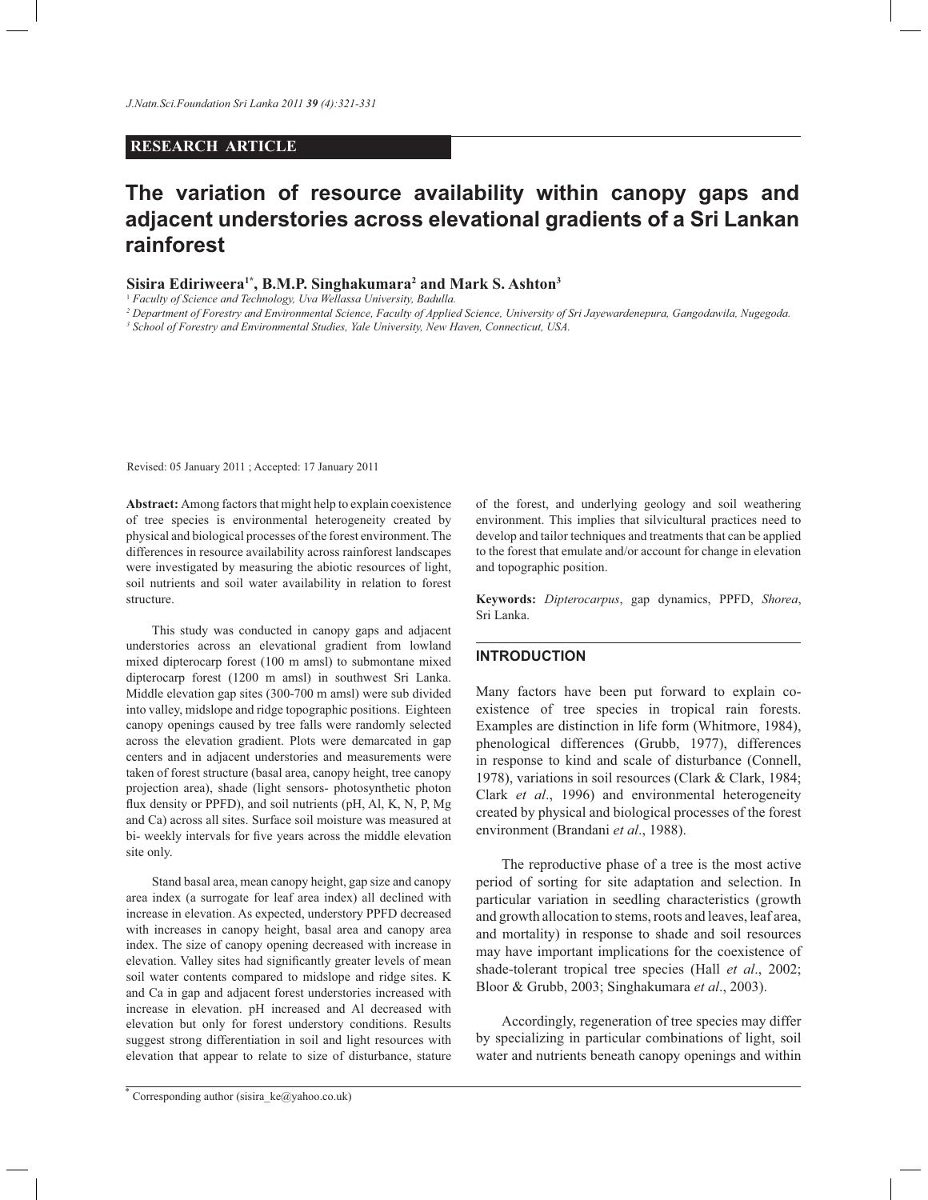**RESEARCH ARTICLE**

# The variation of resource availability within canopy gaps and adjacent understories across elevational gradients of a Sri Lankan rainforest

**Sisira Ediriweera[1*], B.M.P. Singhakumara[2] and Mark S. Ashton[3]**

[1] *Faculty of Science and Technology, Uva Wellassa University, Badulla.*

[2] *Department of Forestry and Environmental Science, Faculty of Applied Science, University of Sri Jayewardenepura, Gangodawila, Nugegoda.*

[3] *School of Forestry and Environmental Studies, Yale University, New Haven, Connecticut, USA.*

Revised: 05 January 2011 ; Accepted: 17 January 2011

**Abstract:** Among factors that might help to explain coexistence of tree species is environmental heterogeneity created by physical and biological processes of the forest environment. The differences in resource availability across rainforest landscapes were investigated by measuring the abiotic resources of light, soil nutrients and soil water availability in relation to forest structure.

This study was conducted in canopy gaps and adjacent understories across an elevational gradient from lowland mixed dipterocarp forest (100 m amsl) to submontane mixed dipterocarp forest (1200 m amsl) in southwest Sri Lanka. Middle elevation gap sites (300-700 m amsl) were sub divided into valley, midslope and ridge topographic positions. Eighteen canopy openings caused by tree falls were randomly selected across the elevation gradient. Plots were demarcated in gap centers and in adjacent understories and measurements were taken of forest structure (basal area, canopy height, tree canopy projection area), shade (light sensors- photosynthetic photon flux density or PPFD), and soil nutrients (pH, Al, K, N, P, Mg and Ca) across all sites. Surface soil moisture was measured at bi- weekly intervals for five years across the middle elevation site only.

Stand basal area, mean canopy height, gap size and canopy area index (a surrogate for leaf area index) all declined with increase in elevation. As expected, understory PPFD decreased with increases in canopy height, basal area and canopy area index. The size of canopy opening decreased with increase in elevation. Valley sites had significantly greater levels of mean soil water contents compared to midslope and ridge sites. K and Ca in gap and adjacent forest understories increased with increase in elevation. pH increased and Al decreased with elevation but only for forest understory conditions. Results suggest strong differentiation in soil and light resources with elevation that appear to relate to size of disturbance, stature of the forest, and underlying geology and soil weathering environment. This implies that silvicultural practices need to develop and tailor techniques and treatments that can be applied to the forest that emulate and/or account for change in elevation and topographic position.

**Keywords:** *Dipterocarpus*, gap dynamics, PPFD, *Shorea*, Sri Lanka.

## INTRODUCTION

Many factors have been put forward to explain co-existence of tree species in tropical rain forests. Examples are distinction in life form (Whitmore, 1984), phenological differences (Grubb, 1977), differences in response to kind and scale of disturbance (Connell, 1978), variations in soil resources (Clark & Clark, 1984; Clark *et al*., 1996) and environmental heterogeneity created by physical and biological processes of the forest environment (Brandani *et al*., 1988).

The reproductive phase of a tree is the most active period of sorting for site adaptation and selection. In particular variation in seedling characteristics (growth and growth allocation to stems, roots and leaves, leaf area, and mortality) in response to shade and soil resources may have important implications for the coexistence of shade-tolerant tropical tree species (Hall *et al*., 2002; Bloor & Grubb, 2003; Singhakumara *et al*., 2003).

Accordingly, regeneration of tree species may differ by specializing in particular combinations of light, soil water and nutrients beneath canopy openings and within

\* Corresponding author (sisira_ke@yahoo.co.uk)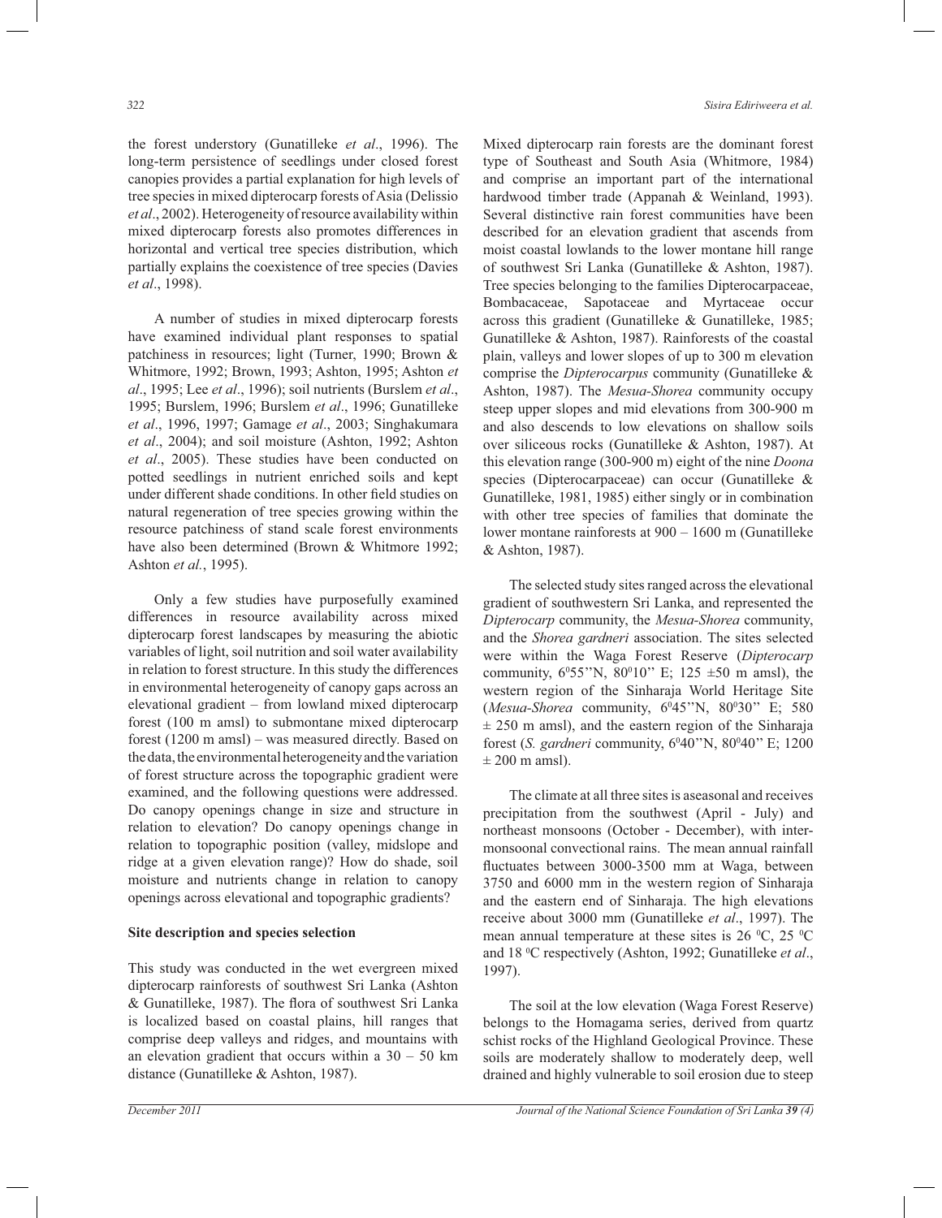the forest understory (Gunatilleke *et al*., 1996). The long-term persistence of seedlings under closed forest canopies provides a partial explanation for high levels of tree species in mixed dipterocarp forests of Asia (Delissio *et al*., 2002). Heterogeneity of resource availability within mixed dipterocarp forests also promotes differences in horizontal and vertical tree species distribution, which partially explains the coexistence of tree species (Davies *et al*., 1998).

A number of studies in mixed dipterocarp forests have examined individual plant responses to spatial patchiness in resources; light (Turner, 1990; Brown & Whitmore, 1992; Brown, 1993; Ashton, 1995; Ashton *et al*., 1995; Lee *et al*., 1996); soil nutrients (Burslem *et al*., 1995; Burslem, 1996; Burslem *et al*., 1996; Gunatilleke *et al*., 1996, 1997; Gamage *et al*., 2003; Singhakumara *et al*., 2004); and soil moisture (Ashton, 1992; Ashton *et al*., 2005). These studies have been conducted on potted seedlings in nutrient enriched soils and kept under different shade conditions. In other field studies on natural regeneration of tree species growing within the resource patchiness of stand scale forest environments have also been determined (Brown & Whitmore 1992; Ashton *et al.*, 1995).

Only a few studies have purposefully examined differences in resource availability across mixed dipterocarp forest landscapes by measuring the abiotic variables of light, soil nutrition and soil water availability in relation to forest structure. In this study the differences in environmental heterogeneity of canopy gaps across an elevational gradient – from lowland mixed dipterocarp forest (100 m amsl) to submontane mixed dipterocarp forest (1200 m amsl) – was measured directly. Based on the data, the environmental heterogeneity and the variation of forest structure across the topographic gradient were examined, and the following questions were addressed. Do canopy openings change in size and structure in relation to elevation? Do canopy openings change in relation to topographic position (valley, midslope and ridge at a given elevation range)? How do shade, soil moisture and nutrients change in relation to canopy openings across elevational and topographic gradients?

## Site description and species selection

This study was conducted in the wet evergreen mixed dipterocarp rainforests of southwest Sri Lanka (Ashton & Gunatilleke, 1987). The flora of southwest Sri Lanka is localized based on coastal plains, hill ranges that comprise deep valleys and ridges, and mountains with an elevation gradient that occurs within a 30 – 50 km distance (Gunatilleke & Ashton, 1987).

Mixed dipterocarp rain forests are the dominant forest type of Southeast and South Asia (Whitmore, 1984) and comprise an important part of the international hardwood timber trade (Appanah & Weinland, 1993). Several distinctive rain forest communities have been described for an elevation gradient that ascends from moist coastal lowlands to the lower montane hill range of southwest Sri Lanka (Gunatilleke & Ashton, 1987). Tree species belonging to the families Dipterocarpaceae, Bombacaceae, Sapotaceae and Myrtaceae occur across this gradient (Gunatilleke & Gunatilleke, 1985; Gunatilleke & Ashton, 1987). Rainforests of the coastal plain, valleys and lower slopes of up to 300 m elevation comprise the *Dipterocarpus* community (Gunatilleke & Ashton, 1987). The *Mesua-Shorea* community occupy steep upper slopes and mid elevations from 300-900 m and also descends to low elevations on shallow soils over siliceous rocks (Gunatilleke & Ashton, 1987). At this elevation range (300-900 m) eight of the nine *Doona* species (Dipterocarpaceae) can occur (Gunatilleke & Gunatilleke, 1981, 1985) either singly or in combination with other tree species of families that dominate the lower montane rainforests at 900 – 1600 m (Gunatilleke & Ashton, 1987).

The selected study sites ranged across the elevational gradient of southwestern Sri Lanka, and represented the *Dipterocarp* community, the *Mesua-Shorea* community, and the *Shorea gardneri* association. The sites selected were within the Waga Forest Reserve (*Dipterocarp* community, $6^0$55''N, $80^0$10'' E; 125 ±50 m amsl), the western region of the Sinharaja World Heritage Site (*Mesua-Shorea* community, $6^0$45''N, $80^0$30'' E; 580 ± 250 m amsl), and the eastern region of the Sinharaja forest (*S. gardneri* community, $6^0$40''N, $80^0$40'' E; 1200 ± 200 m amsl).

The climate at all three sites is aseasonal and receives precipitation from the southwest (April - July) and northeast monsoons (October - December), with inter-monsoonal convectional rains. The mean annual rainfall fluctuates between 3000-3500 mm at Waga, between 3750 and 6000 mm in the western region of Sinharaja and the eastern end of Sinharaja. The high elevations receive about 3000 mm (Gunatilleke *et al*., 1997). The mean annual temperature at these sites is 26 $^0$C, 25 $^0$C and 18 $^0$C respectively (Ashton, 1992; Gunatilleke *et al*., 1997).

The soil at the low elevation (Waga Forest Reserve) belongs to the Homagama series, derived from quartz schist rocks of the Highland Geological Province. These soils are moderately shallow to moderately deep, well drained and highly vulnerable to soil erosion due to steep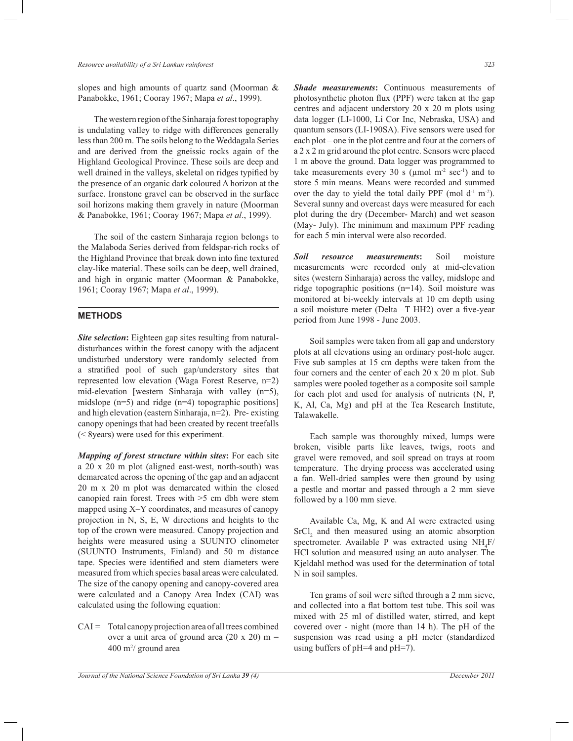slopes and high amounts of quartz sand (Moorman & Panabokke, 1961; Cooray 1967; Mapa *et al*., 1999).

The western region of the Sinharaja forest topography is undulating valley to ridge with differences generally less than 200 m. The soils belong to the Weddagala Series and are derived from the gneissic rocks again of the Highland Geological Province. These soils are deep and well drained in the valleys, skeletal on ridges typified by the presence of an organic dark coloured A horizon at the surface. Ironstone gravel can be observed in the surface soil horizons making them gravely in nature (Moorman & Panabokke, 1961; Cooray 1967; Mapa *et al*., 1999).

The soil of the eastern Sinharaja region belongs to the Malaboda Series derived from feldspar-rich rocks of the Highland Province that break down into fine textured clay-like material. These soils can be deep, well drained, and high in organic matter (Moorman & Panabokke, 1961; Cooray 1967; Mapa *et al*., 1999).

## METHODS

***Site selection*:** Eighteen gap sites resulting from natural-disturbances within the forest canopy with the adjacent undisturbed understory were randomly selected from a stratified pool of such gap/understory sites that represented low elevation (Waga Forest Reserve, n=2) mid-elevation [western Sinharaja with valley (n=5), midslope (n=5) and ridge (n=4) topographic positions] and high elevation (eastern Sinharaja, n=2). Pre- existing canopy openings that had been created by recent treefalls (< 8years) were used for this experiment.

***Mapping of forest structure within sites*:** For each site a 20 x 20 m plot (aligned east-west, north-south) was demarcated across the opening of the gap and an adjacent 20 m x 20 m plot was demarcated within the closed canopied rain forest. Trees with >5 cm dbh were stem mapped using X–Y coordinates, and measures of canopy projection in N, S, E, W directions and heights to the top of the crown were measured. Canopy projection and heights were measured using a SUUNTO clinometer (SUUNTO Instruments, Finland) and 50 m distance tape. Species were identified and stem diameters were measured from which species basal areas were calculated. The size of the canopy opening and canopy-covered area were calculated and a Canopy Area Index (CAI) was calculated using the following equation:

CAI = Total canopy projection area of all trees combined over a unit area of ground area (20 x 20) m = 400 $m^2$/ ground area

***Shade measurements*:** Continuous measurements of photosynthetic photon flux (PPF) were taken at the gap centres and adjacent understory 20 x 20 m plots using data logger (LI-1000, Li Cor Inc, Nebraska, USA) and quantum sensors (LI-190SA). Five sensors were used for each plot – one in the plot centre and four at the corners of a 2 x 2 m grid around the plot centre. Sensors were placed 1 m above the ground. Data logger was programmed to take measurements every 30 s ($\mu$mol $m^{-2}$ $sec^{-1}$) and to store 5 min means. Means were recorded and summed over the day to yield the total daily PPF (mol $d^{-1}$ $m^{-2}$). Several sunny and overcast days were measured for each plot during the dry (December- March) and wet season (May- July). The minimum and maximum PPF reading for each 5 min interval were also recorded.

***Soil resource measurements*:** Soil moisture measurements were recorded only at mid-elevation sites (western Sinharaja) across the valley, midslope and ridge topographic positions (n=14). Soil moisture was monitored at bi-weekly intervals at 10 cm depth using a soil moisture meter (Delta –T HH2) over a five-year period from June 1998 - June 2003.

Soil samples were taken from all gap and understory plots at all elevations using an ordinary post-hole auger. Five sub samples at 15 cm depths were taken from the four corners and the center of each 20 x 20 m plot. Sub samples were pooled together as a composite soil sample for each plot and used for analysis of nutrients (N, P, K, Al, Ca, Mg) and pH at the Tea Research Institute, Talawakelle.

Each sample was thoroughly mixed, lumps were broken, visible parts like leaves, twigs, roots and gravel were removed, and soil spread on trays at room temperature. The drying process was accelerated using a fan. Well-dried samples were then ground by using a pestle and mortar and passed through a 2 mm sieve followed by a 100 mm sieve.

Available Ca, Mg, K and Al were extracted using $SrCl_2$ and then measured using an atomic absorption spectrometer. Available P was extracted using $NH_4F$/HCl solution and measured using an auto analyser. The Kjeldahl method was used for the determination of total N in soil samples.

Ten grams of soil were sifted through a 2 mm sieve, and collected into a flat bottom test tube. This soil was mixed with 25 ml of distilled water, stirred, and kept covered over - night (more than 14 h). The pH of the suspension was read using a pH meter (standardized using buffers of pH=4 and pH=7).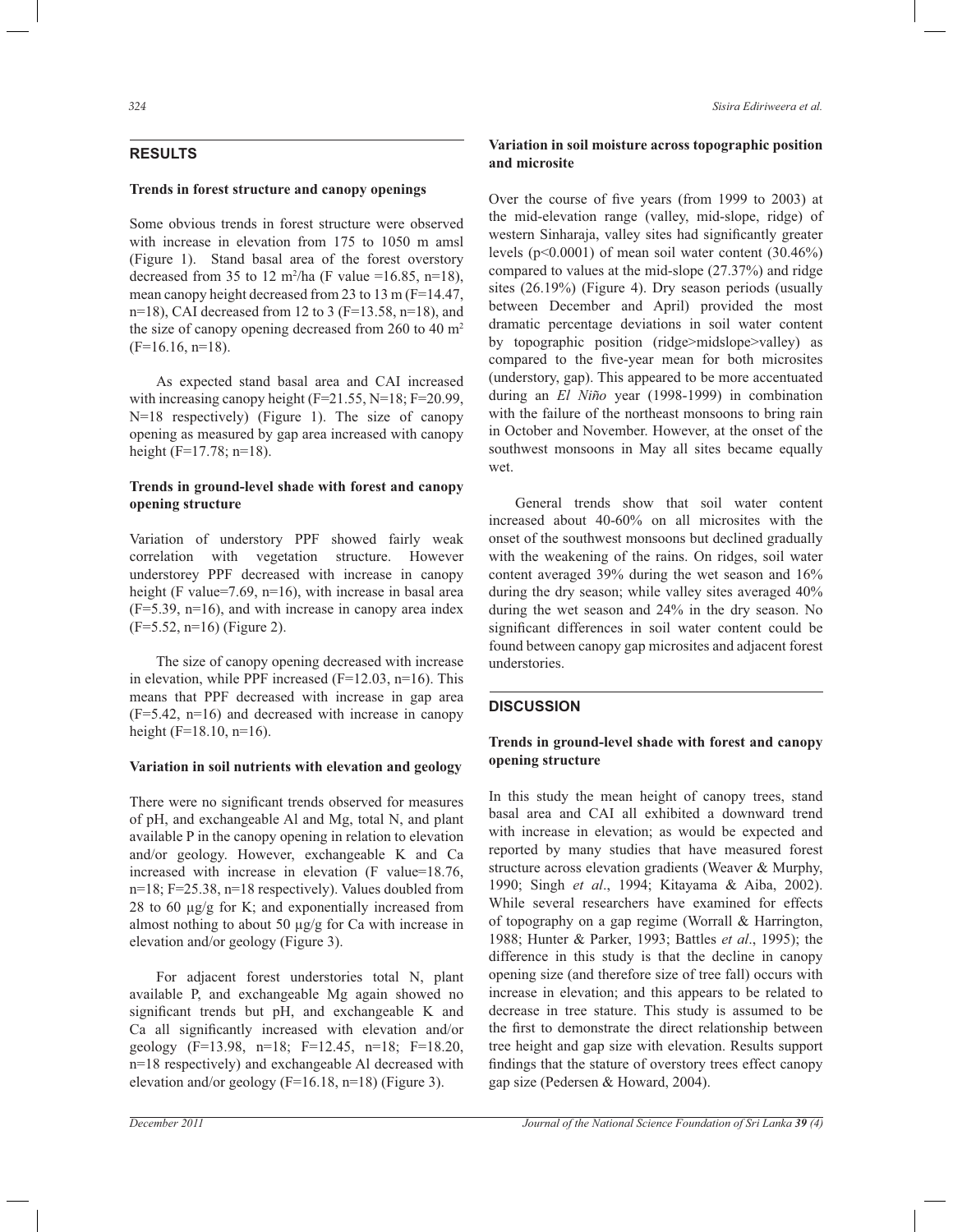## RESULTS

### Trends in forest structure and canopy openings

Some obvious trends in forest structure were observed with increase in elevation from 175 to 1050 m amsl (Figure 1). Stand basal area of the forest overstory decreased from 35 to 12 $m^2$/ha (F value =16.85, n=18), mean canopy height decreased from 23 to 13 m (F=14.47, n=18), CAI decreased from 12 to 3 (F=13.58, n=18), and the size of canopy opening decreased from 260 to 40 $m^2$ (F=16.16, n=18).

As expected stand basal area and CAI increased with increasing canopy height (F=21.55, N=18; F=20.99, N=18 respectively) (Figure 1). The size of canopy opening as measured by gap area increased with canopy height (F=17.78; n=18).

### Trends in ground-level shade with forest and canopy opening structure

Variation of understory PPF showed fairly weak correlation with vegetation structure. However understorey PPF decreased with increase in canopy height (F value=7.69, n=16), with increase in basal area (F=5.39, n=16), and with increase in canopy area index (F=5.52, n=16) (Figure 2).

The size of canopy opening decreased with increase in elevation, while PPF increased (F=12.03, n=16). This means that PPF decreased with increase in gap area (F=5.42, n=16) and decreased with increase in canopy height (F=18.10, n=16).

### Variation in soil nutrients with elevation and geology

There were no significant trends observed for measures of pH, and exchangeable Al and Mg, total N, and plant available P in the canopy opening in relation to elevation and/or geology. However, exchangeable K and Ca increased with increase in elevation (F value=18.76, n=18; F=25.38, n=18 respectively). Values doubled from 28 to 60 µg/g for K; and exponentially increased from almost nothing to about 50 µg/g for Ca with increase in elevation and/or geology (Figure 3).

For adjacent forest understories total N, plant available P, and exchangeable Mg again showed no significant trends but pH, and exchangeable K and Ca all significantly increased with elevation and/or geology (F=13.98, n=18; F=12.45, n=18; F=18.20, n=18 respectively) and exchangeable Al decreased with elevation and/or geology (F=16.18, n=18) (Figure 3).

### Variation in soil moisture across topographic position and microsite

Over the course of five years (from 1999 to 2003) at the mid-elevation range (valley, mid-slope, ridge) of western Sinharaja, valley sites had significantly greater levels ($p<0.0001$) of mean soil water content (30.46%) compared to values at the mid-slope (27.37%) and ridge sites (26.19%) (Figure 4). Dry season periods (usually between December and April) provided the most dramatic percentage deviations in soil water content by topographic position (ridge>midslope>valley) as compared to the five-year mean for both microsites (understory, gap). This appeared to be more accentuated during an *El Niño* year (1998-1999) in combination with the failure of the northeast monsoons to bring rain in October and November. However, at the onset of the southwest monsoons in May all sites became equally wet.

General trends show that soil water content increased about 40-60% on all microsites with the onset of the southwest monsoons but declined gradually with the weakening of the rains. On ridges, soil water content averaged 39% during the wet season and 16% during the dry season; while valley sites averaged 40% during the wet season and 24% in the dry season. No significant differences in soil water content could be found between canopy gap microsites and adjacent forest understories.

## DISCUSSION

### Trends in ground-level shade with forest and canopy opening structure

In this study the mean height of canopy trees, stand basal area and CAI all exhibited a downward trend with increase in elevation; as would be expected and reported by many studies that have measured forest structure across elevation gradients (Weaver & Murphy, 1990; Singh *et al*., 1994; Kitayama & Aiba, 2002). While several researchers have examined for effects of topography on a gap regime (Worrall & Harrington, 1988; Hunter & Parker, 1993; Battles *et al*., 1995); the difference in this study is that the decline in canopy opening size (and therefore size of tree fall) occurs with increase in elevation; and this appears to be related to decrease in tree stature. This study is assumed to be the first to demonstrate the direct relationship between tree height and gap size with elevation. Results support findings that the stature of overstory trees effect canopy gap size (Pedersen & Howard, 2004).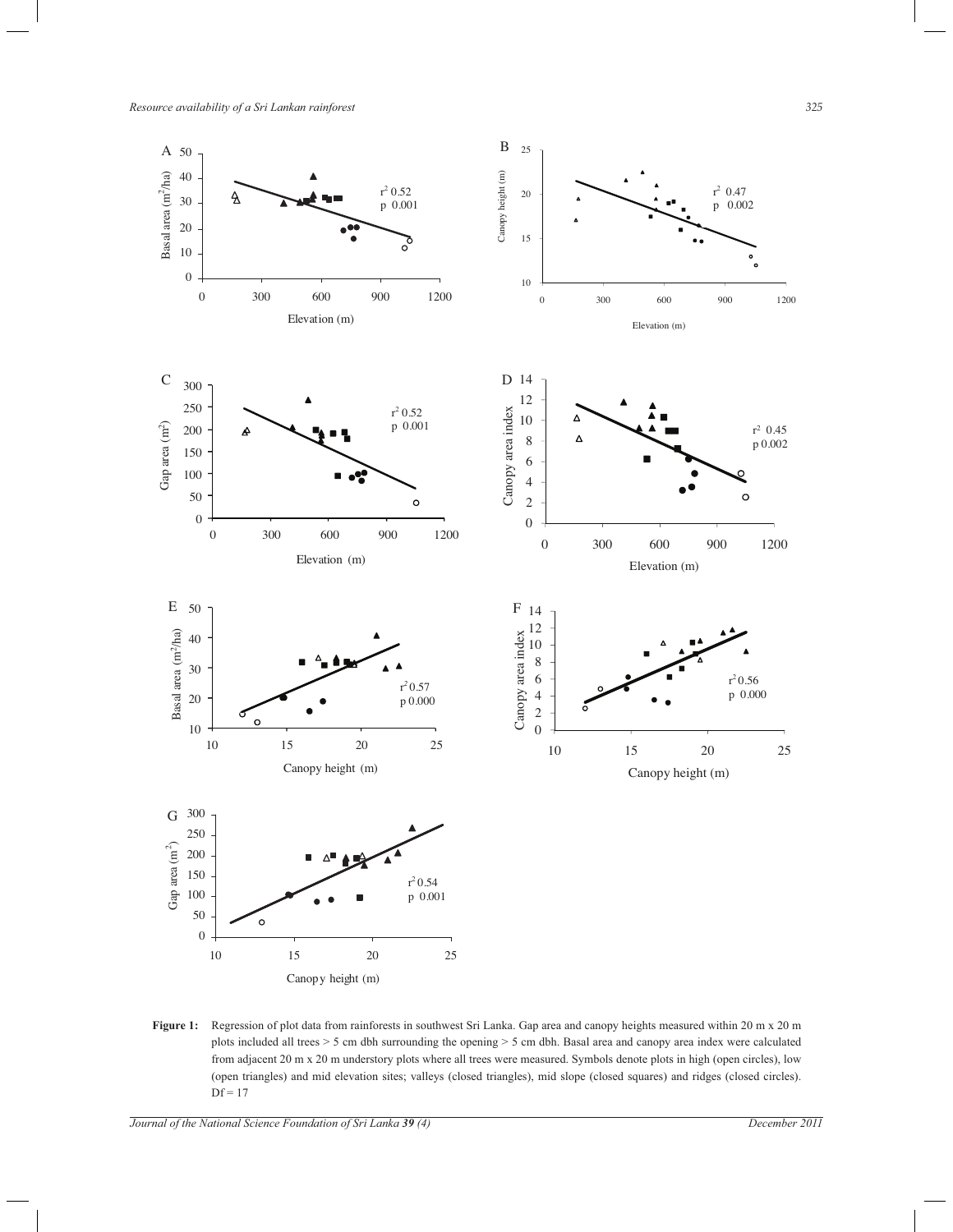**Figure 1:** Regression of plot data from rainforests in southwest Sri Lanka. Gap area and canopy heights measured within 20 m x 20 m plots included all trees > 5 cm dbh surrounding the opening > 5 cm dbh. Basal area and canopy area index were calculated from adjacent 20 m x 20 m understory plots where all trees were measured. Symbols denote plots in high (open circles), low (open triangles) and mid elevation sites; valleys (closed triangles), mid slope (closed squares) and ridges (closed circles). Df = 17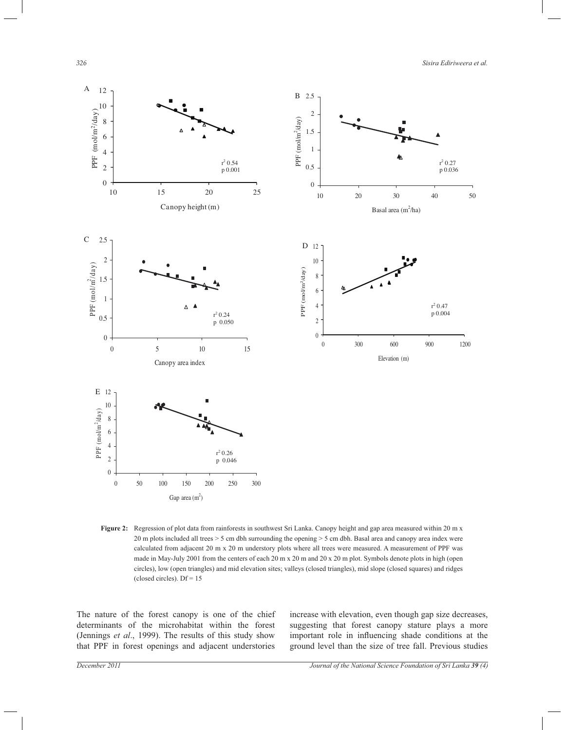**Figure 2:** Regression of plot data from rainforests in southwest Sri Lanka. Canopy height and gap area measured within 20 m x 20 m plots included all trees > 5 cm dbh surrounding the opening > 5 cm dbh. Basal area and canopy area index were calculated from adjacent 20 m x 20 m understory plots where all trees were measured. A measurement of PPF was made in May-July 2001 from the centers of each 20 m x 20 m and 20 x 20 m plot. Symbols denote plots in high (open circles), low (open triangles) and mid elevation sites; valleys (closed triangles), mid slope (closed squares) and ridges (closed circles). Df = 15

The nature of the forest canopy is one of the chief determinants of the microhabitat within the forest (Jennings *et al*., 1999). The results of this study show that PPF in forest openings and adjacent understories increase with elevation, even though gap size decreases, suggesting that forest canopy stature plays a more important role in influencing shade conditions at the ground level than the size of tree fall. Previous studies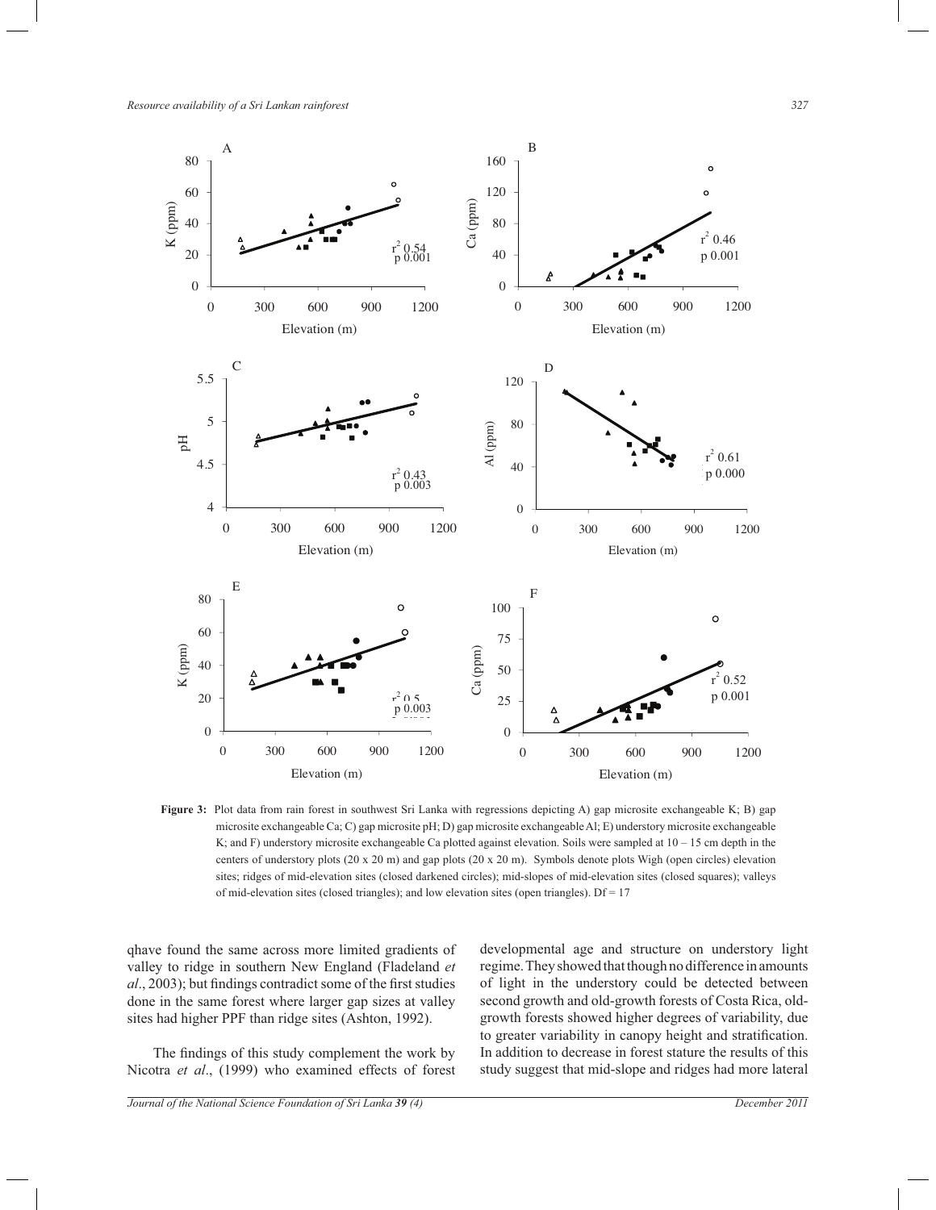Figure 3: Plot data from rain forest in southwest Sri Lanka with regressions depicting A) gap microsite exchangeable K; B) gap microsite exchangeable Ca; C) gap microsite pH; D) gap microsite exchangeable Al; E) understory microsite exchangeable K; and F) understory microsite exchangeable Ca plotted against elevation. Soils were sampled at 10 – 15 cm depth in the centers of understory plots (20 x 20 m) and gap plots (20 x 20 m). Symbols denote plots Wigh (open circles) elevation sites; ridges of mid-elevation sites (closed darkened circles); mid-slopes of mid-elevation sites (closed squares); valleys of mid-elevation sites (closed triangles); and low elevation sites (open triangles). Df = 17

qhave found the same across more limited gradients of valley to ridge in southern New England (Fladeland *et al*., 2003); but findings contradict some of the first studies done in the same forest where larger gap sizes at valley sites had higher PPF than ridge sites (Ashton, 1992).

The findings of this study complement the work by Nicotra *et al*., (1999) who examined effects of forest developmental age and structure on understory light regime. They showed that though no difference in amounts of light in the understory could be detected between second growth and old-growth forests of Costa Rica, old-growth forests showed higher degrees of variability, due to greater variability in canopy height and stratification. In addition to decrease in forest stature the results of this study suggest that mid-slope and ridges had more lateral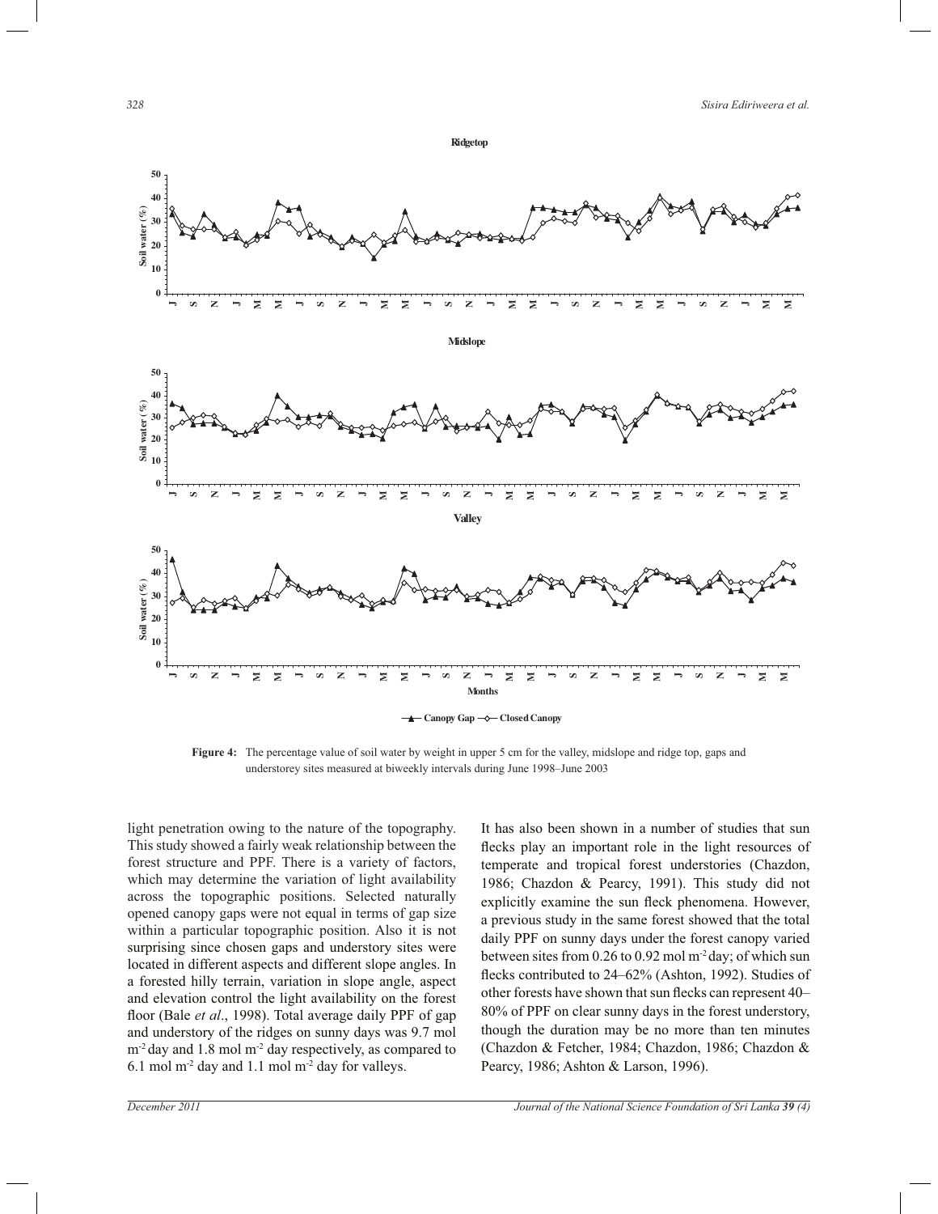**Figure 4:** The percentage value of soil water by weight in upper 5 cm for the valley, midslope and ridge top, gaps and understorey sites measured at biweekly intervals during June 1998–June 2003

light penetration owing to the nature of the topography. This study showed a fairly weak relationship between the forest structure and PPF. There is a variety of factors, which may determine the variation of light availability across the topographic positions. Selected naturally opened canopy gaps were not equal in terms of gap size within a particular topographic position. Also it is not surprising since chosen gaps and understory sites were located in different aspects and different slope angles. In a forested hilly terrain, variation in slope angle, aspect and elevation control the light availability on the forest floor (Bale *et al*., 1998). Total average daily PPF of gap and understory of the ridges on sunny days was 9.7 mol $m^{-2}$ day and 1.8 mol $m^{-2}$ day respectively, as compared to 6.1 mol $m^{-2}$ day and 1.1 mol $m^{-2}$ day for valleys.

It has also been shown in a number of studies that sun flecks play an important role in the light resources of temperate and tropical forest understories (Chazdon, 1986; Chazdon & Pearcy, 1991). This study did not explicitly examine the sun fleck phenomena. However, a previous study in the same forest showed that the total daily PPF on sunny days under the forest canopy varied between sites from 0.26 to 0.92 mol $m^{-2}$ day; of which sun flecks contributed to 24–62% (Ashton, 1992). Studies of other forests have shown that sun flecks can represent 40–80% of PPF on clear sunny days in the forest understory, though the duration may be no more than ten minutes (Chazdon & Fetcher, 1984; Chazdon, 1986; Chazdon & Pearcy, 1986; Ashton & Larson, 1996).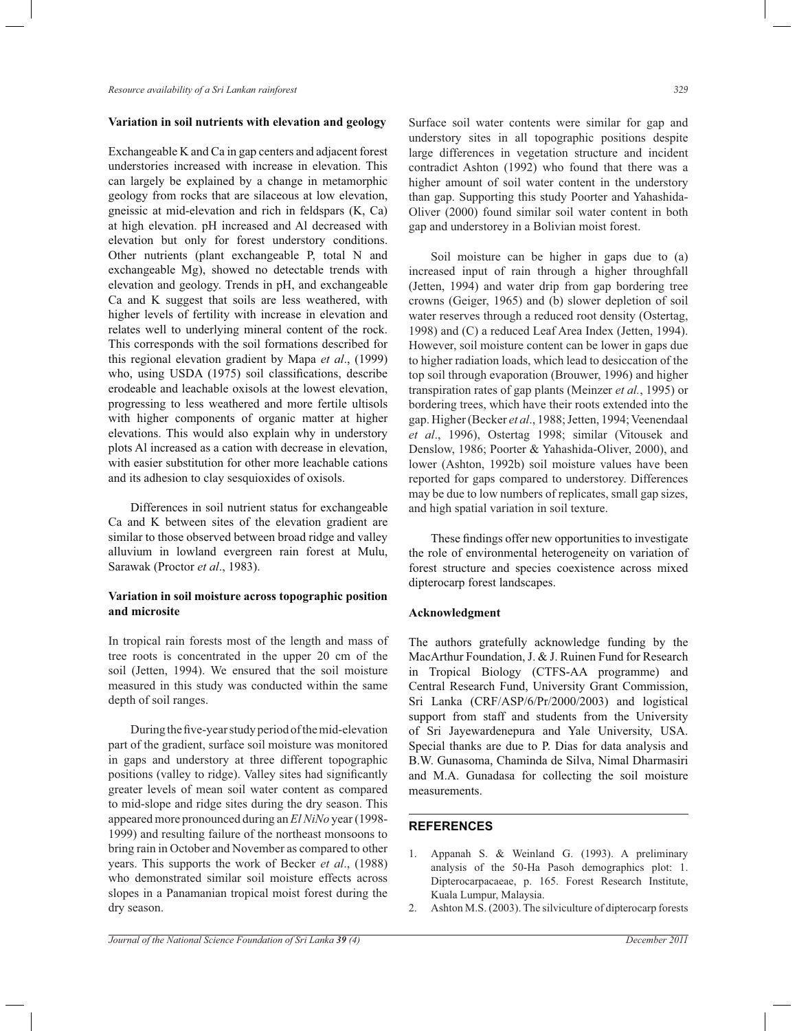**Variation in soil nutrients with elevation and geology**

Exchangeable K and Ca in gap centers and adjacent forest understories increased with increase in elevation. This can largely be explained by a change in metamorphic geology from rocks that are silaceous at low elevation, gneissic at mid-elevation and rich in feldspars (K, Ca) at high elevation. pH increased and Al decreased with elevation but only for forest understory conditions. Other nutrients (plant exchangeable P, total N and exchangeable Mg), showed no detectable trends with elevation and geology. Trends in pH, and exchangeable Ca and K suggest that soils are less weathered, with higher levels of fertility with increase in elevation and relates well to underlying mineral content of the rock. This corresponds with the soil formations described for this regional elevation gradient by Mapa *et al*., (1999) who, using USDA (1975) soil classifications, describe erodeable and leachable oxisols at the lowest elevation, progressing to less weathered and more fertile ultisols with higher components of organic matter at higher elevations. This would also explain why in understory plots Al increased as a cation with decrease in elevation, with easier substitution for other more leachable cations and its adhesion to clay sesquioxides of oxisols.

Differences in soil nutrient status for exchangeable Ca and K between sites of the elevation gradient are similar to those observed between broad ridge and valley alluvium in lowland evergreen rain forest at Mulu, Sarawak (Proctor *et al*., 1983).

**Variation in soil moisture across topographic position and microsite**

In tropical rain forests most of the length and mass of tree roots is concentrated in the upper 20 cm of the soil (Jetten, 1994). We ensured that the soil moisture measured in this study was conducted within the same depth of soil ranges.

During the five-year study period of the mid-elevation part of the gradient, surface soil moisture was monitored in gaps and understory at three different topographic positions (valley to ridge). Valley sites had significantly greater levels of mean soil water content as compared to mid-slope and ridge sites during the dry season. This appeared more pronounced during an *El NiNo* year (1998-1999) and resulting failure of the northeast monsoons to bring rain in October and November as compared to other years. This supports the work of Becker *et al*., (1988) who demonstrated similar soil moisture effects across slopes in a Panamanian tropical moist forest during the dry season.

Surface soil water contents were similar for gap and understory sites in all topographic positions despite large differences in vegetation structure and incident contradict Ashton (1992) who found that there was a higher amount of soil water content in the understory than gap. Supporting this study Poorter and Yahashida-Oliver (2000) found similar soil water content in both gap and understorey in a Bolivian moist forest.

Soil moisture can be higher in gaps due to (a) increased input of rain through a higher throughfall (Jetten, 1994) and water drip from gap bordering tree crowns (Geiger, 1965) and (b) slower depletion of soil water reserves through a reduced root density (Ostertag, 1998) and (C) a reduced Leaf Area Index (Jetten, 1994). However, soil moisture content can be lower in gaps due to higher radiation loads, which lead to desiccation of the top soil through evaporation (Brouwer, 1996) and higher transpiration rates of gap plants (Meinzer *et al.*, 1995) or bordering trees, which have their roots extended into the gap. Higher (Becker *et al*., 1988; Jetten, 1994; Veenendaal *et al*., 1996), Ostertag 1998; similar (Vitousek and Denslow, 1986; Poorter & Yahashida-Oliver, 2000), and lower (Ashton, 1992b) soil moisture values have been reported for gaps compared to understorey. Differences may be due to low numbers of replicates, small gap sizes, and high spatial variation in soil texture.

These findings offer new opportunities to investigate the role of environmental heterogeneity on variation of forest structure and species coexistence across mixed dipterocarp forest landscapes.

**Acknowledgment**

The authors gratefully acknowledge funding by the MacArthur Foundation, J. & J. Ruinen Fund for Research in Tropical Biology (CTFS-AA programme) and Central Research Fund, University Grant Commission, Sri Lanka (CRF/ASP/6/Pr/2000/2003) and logistical support from staff and students from the University of Sri Jayewardenepura and Yale University, USA. Special thanks are due to P. Dias for data analysis and B.W. Gunasoma, Chaminda de Silva, Nimal Dharmasiri and M.A. Gunadasa for collecting the soil moisture measurements.

## REFERENCES

1. Appanah S. & Weinland G. (1993). A preliminary analysis of the 50-Ha Pasoh demographics plot: 1. Dipterocarpacaeae, p. 165. Forest Research Institute, Kuala Lumpur, Malaysia.
2. Ashton M.S. (2003). The silviculture of dipterocarp forests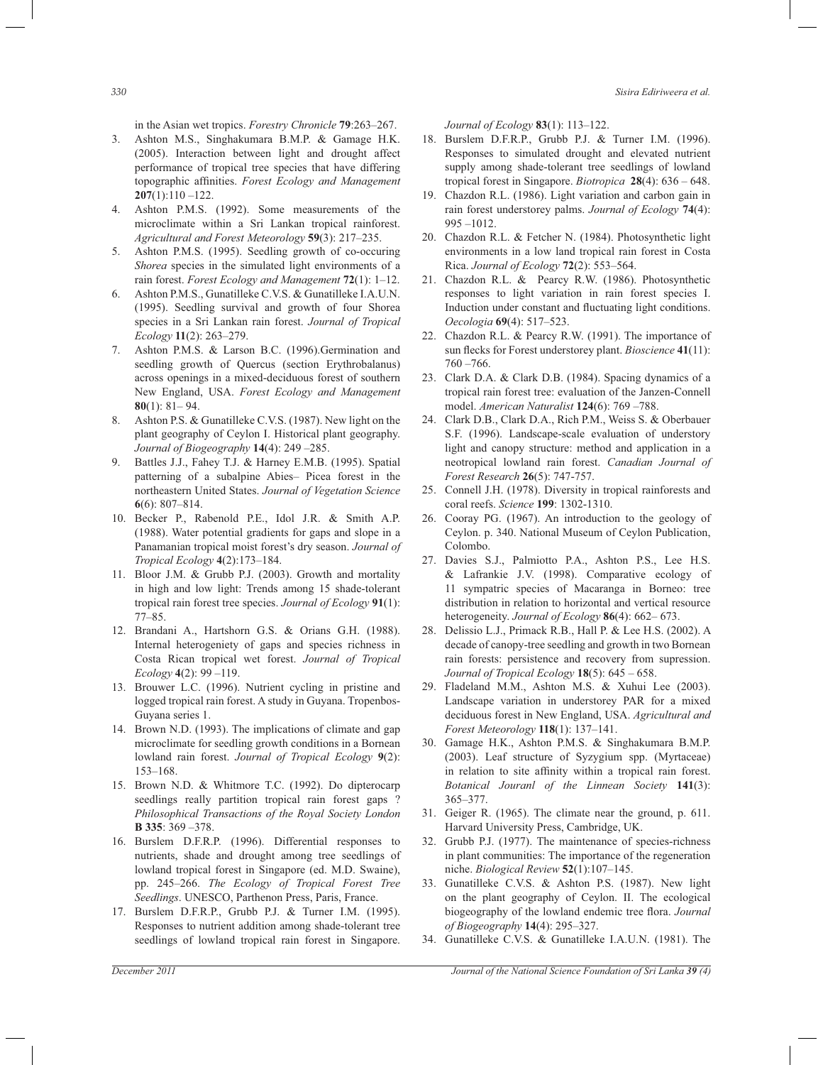in the Asian wet tropics. *Forestry Chronicle* **79**:263–267.

3. Ashton M.S., Singhakumara B.M.P. & Gamage H.K. (2005). Interaction between light and drought affect performance of tropical tree species that have differing topographic affinities. *Forest Ecology and Management* **207**(1):110 –122.
4. Ashton P.M.S. (1992). Some measurements of the microclimate within a Sri Lankan tropical rainforest. *Agricultural and Forest Meteorology* **59**(3): 217–235.
5. Ashton P.M.S. (1995). Seedling growth of co-occuring *Shorea* species in the simulated light environments of a rain forest. *Forest Ecology and Management* **72**(1): 1–12.
6. Ashton P.M.S., Gunatilleke C.V.S. & Gunatilleke I.A.U.N. (1995). Seedling survival and growth of four Shorea species in a Sri Lankan rain forest. *Journal of Tropical Ecology* **11**(2): 263–279.
7. Ashton P.M.S. & Larson B.C. (1996).Germination and seedling growth of Quercus (section Erythrobalanus) across openings in a mixed-deciduous forest of southern New England, USA. *Forest Ecology and Management* **80**(1): 81– 94.
8. Ashton P.S. & Gunatilleke C.V.S. (1987). New light on the plant geography of Ceylon I. Historical plant geography. *Journal of Biogeography* **14**(4): 249 –285.
9. Battles J.J., Fahey T.J. & Harney E.M.B. (1995). Spatial patterning of a subalpine Abies– Picea forest in the northeastern United States. *Journal of Vegetation Science* **6**(6): 807–814.
10. Becker P., Rabenold P.E., Idol J.R. & Smith A.P. (1988). Water potential gradients for gaps and slope in a Panamanian tropical moist forest's dry season. *Journal of Tropical Ecology* **4**(2):173–184.
11. Bloor J.M. & Grubb P.J. (2003). Growth and mortality in high and low light: Trends among 15 shade-tolerant tropical rain forest tree species. *Journal of Ecology* **91**(1): 77–85.
12. Brandani A., Hartshorn G.S. & Orians G.H. (1988). Internal heterogeniety of gaps and species richness in Costa Rican tropical wet forest. *Journal of Tropical Ecology* **4**(2): 99 –119.
13. Brouwer L.C. (1996). Nutrient cycling in pristine and logged tropical rain forest. A study in Guyana. Tropenbos-Guyana series 1.
14. Brown N.D. (1993). The implications of climate and gap microclimate for seedling growth conditions in a Bornean lowland rain forest. *Journal of Tropical Ecology* **9**(2): 153–168.
15. Brown N.D. & Whitmore T.C. (1992). Do dipterocarp seedlings really partition tropical rain forest gaps ? *Philosophical Transactions of the Royal Society London* **B 335**: 369 –378.
16. Burslem D.F.R.P. (1996). Differential responses to nutrients, shade and drought among tree seedlings of lowland tropical forest in Singapore (ed. M.D. Swaine), pp. 245–266. *The Ecology of Tropical Forest Tree Seedlings*. UNESCO, Parthenon Press, Paris, France.
17. Burslem D.F.R.P., Grubb P.J. & Turner I.M. (1995). Responses to nutrient addition among shade-tolerant tree seedlings of lowland tropical rain forest in Singapore. *Journal of Ecology* **83**(1): 113–122.
18. Burslem D.F.R.P., Grubb P.J. & Turner I.M. (1996). Responses to simulated drought and elevated nutrient supply among shade-tolerant tree seedlings of lowland tropical forest in Singapore. *Biotropica* **28**(4): 636 – 648.
19. Chazdon R.L. (1986). Light variation and carbon gain in rain forest understorey palms. *Journal of Ecology* **74**(4): 995 –1012.
20. Chazdon R.L. & Fetcher N. (1984). Photosynthetic light environments in a low land tropical rain forest in Costa Rica. *Journal of Ecology* **72**(2): 553–564.
21. Chazdon R.L. & Pearcy R.W. (1986). Photosynthetic responses to light variation in rain forest species I. Induction under constant and fluctuating light conditions. *Oecologia* **69**(4): 517–523.
22. Chazdon R.L. & Pearcy R.W. (1991). The importance of sun flecks for Forest understorey plant. *Bioscience* **41**(11): 760 –766.
23. Clark D.A. & Clark D.B. (1984). Spacing dynamics of a tropical rain forest tree: evaluation of the Janzen-Connell model. *American Naturalist* **124**(6): 769 –788.
24. Clark D.B., Clark D.A., Rich P.M., Weiss S. & Oberbauer S.F. (1996). Landscape-scale evaluation of understory light and canopy structure: method and application in a neotropical lowland rain forest. *Canadian Journal of Forest Research* **26**(5): 747-757.
25. Connell J.H. (1978). Diversity in tropical rainforests and coral reefs. *Science* **199**: 1302-1310.
26. Cooray PG. (1967). An introduction to the geology of Ceylon. p. 340. National Museum of Ceylon Publication, Colombo.
27. Davies S.J., Palmiotto P.A., Ashton P.S., Lee H.S. & Lafrankie J.V. (1998). Comparative ecology of 11 sympatric species of Macaranga in Borneo: tree distribution in relation to horizontal and vertical resource heterogeneity. *Journal of Ecology* **86**(4): 662– 673.
28. Delissio L.J., Primack R.B., Hall P. & Lee H.S. (2002). A decade of canopy-tree seedling and growth in two Bornean rain forests: persistence and recovery from supression. *Journal of Tropical Ecology* **18**(5): 645 – 658.
29. Fladeland M.M., Ashton M.S. & Xuhui Lee (2003). Landscape variation in understorey PAR for a mixed deciduous forest in New England, USA. *Agricultural and Forest Meteorology* **118**(1): 137–141.
30. Gamage H.K., Ashton P.M.S. & Singhakumara B.M.P. (2003). Leaf structure of Syzygium spp. (Myrtaceae) in relation to site affinity within a tropical rain forest. *Botanical Jouranl of the Linnean Society* **141**(3): 365–377.
31. Geiger R. (1965). The climate near the ground, p. 611. Harvard University Press, Cambridge, UK.
32. Grubb P.J. (1977). The maintenance of species-richness in plant communities: The importance of the regeneration niche. *Biological Review* **52**(1):107–145.
33. Gunatilleke C.V.S. & Ashton P.S. (1987). New light on the plant geography of Ceylon. II. The ecological biogeography of the lowland endemic tree flora. *Journal of Biogeography* **14**(4): 295–327.
34. Gunatilleke C.V.S. & Gunatilleke I.A.U.N. (1981). The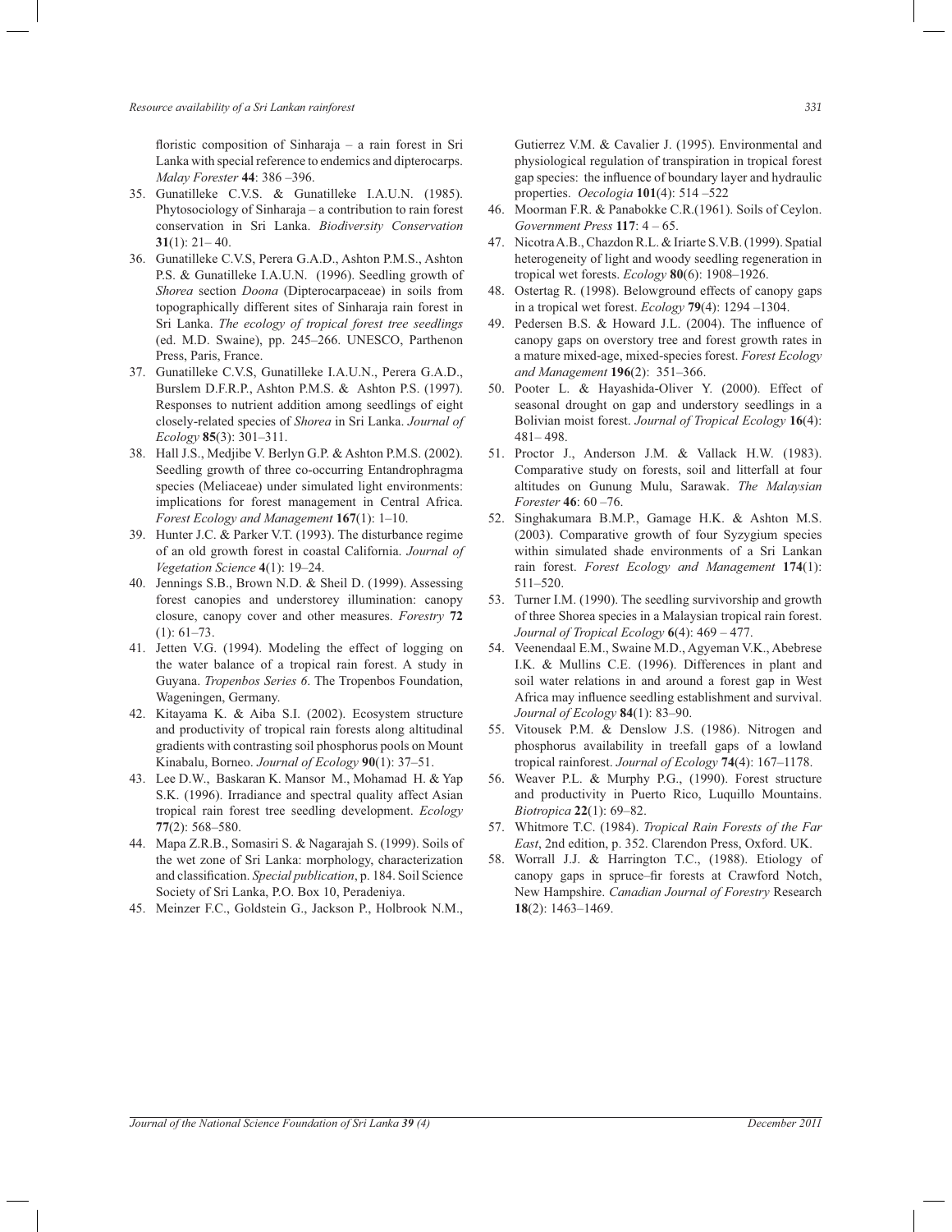floristic composition of Sinharaja – a rain forest in Sri Lanka with special reference to endemics and dipterocarps. *Malay Forester* **44**: 386 –396.

35. Gunatilleke C.V.S. & Gunatilleke I.A.U.N. (1985). Phytosociology of Sinharaja – a contribution to rain forest conservation in Sri Lanka. *Biodiversity Conservation* **31**(1): 21– 40.
36. Gunatilleke C.V.S, Perera G.A.D., Ashton P.M.S., Ashton P.S. & Gunatilleke I.A.U.N. (1996). Seedling growth of *Shorea* section *Doona* (Dipterocarpaceae) in soils from topographically different sites of Sinharaja rain forest in Sri Lanka. *The ecology of tropical forest tree seedlings* (ed. M.D. Swaine), pp. 245–266. UNESCO, Parthenon Press, Paris, France.
37. Gunatilleke C.V.S, Gunatilleke I.A.U.N., Perera G.A.D., Burslem D.F.R.P., Ashton P.M.S. & Ashton P.S. (1997). Responses to nutrient addition among seedlings of eight closely-related species of *Shorea* in Sri Lanka. *Journal of Ecology* **85**(3): 301–311.
38. Hall J.S., Medjibe V. Berlyn G.P. & Ashton P.M.S. (2002). Seedling growth of three co-occurring Entandrophragma species (Meliaceae) under simulated light environments: implications for forest management in Central Africa. *Forest Ecology and Management* **167**(1): 1–10.
39. Hunter J.C. & Parker V.T. (1993). The disturbance regime of an old growth forest in coastal California. *Journal of Vegetation Science* **4**(1): 19–24.
40. Jennings S.B., Brown N.D. & Sheil D. (1999). Assessing forest canopies and understorey illumination: canopy closure, canopy cover and other measures. *Forestry* **72** (1): 61–73.
41. Jetten V.G. (1994). Modeling the effect of logging on the water balance of a tropical rain forest. A study in Guyana. *Tropenbos Series 6*. The Tropenbos Foundation, Wageningen, Germany.
42. Kitayama K. & Aiba S.I. (2002). Ecosystem structure and productivity of tropical rain forests along altitudinal gradients with contrasting soil phosphorus pools on Mount Kinabalu, Borneo. *Journal of Ecology* **90**(1): 37–51.
43. Lee D.W., Baskaran K. Mansor M., Mohamad H. & Yap S.K. (1996). Irradiance and spectral quality affect Asian tropical rain forest tree seedling development. *Ecology* **77**(2): 568–580.
44. Mapa Z.R.B., Somasiri S. & Nagarajah S. (1999). Soils of the wet zone of Sri Lanka: morphology, characterization and classification. *Special publication*, p. 184. Soil Science Society of Sri Lanka, P.O. Box 10, Peradeniya.
45. Meinzer F.C., Goldstein G., Jackson P., Holbrook N.M., Gutierrez V.M. & Cavalier J. (1995). Environmental and physiological regulation of transpiration in tropical forest gap species: the influence of boundary layer and hydraulic properties. *Oecologia* **101**(4): 514 –522
46. Moorman F.R. & Panabokke C.R.(1961). Soils of Ceylon. *Government Press* **117**: 4 – 65.
47. Nicotra A.B., Chazdon R.L. & Iriarte S.V.B. (1999). Spatial heterogeneity of light and woody seedling regeneration in tropical wet forests. *Ecology* **80**(6): 1908–1926.
48. Ostertag R. (1998). Belowground effects of canopy gaps in a tropical wet forest. *Ecology* **79**(4): 1294 –1304.
49. Pedersen B.S. & Howard J.L. (2004). The influence of canopy gaps on overstory tree and forest growth rates in a mature mixed-age, mixed-species forest. *Forest Ecology and Management* **196**(2): 351–366.
50. Pooter L. & Hayashida-Oliver Y. (2000). Effect of seasonal drought on gap and understory seedlings in a Bolivian moist forest. *Journal of Tropical Ecology* **16**(4): 481– 498.
51. Proctor J., Anderson J.M. & Vallack H.W. (1983). Comparative study on forests, soil and litterfall at four altitudes on Gunung Mulu, Sarawak. *The Malaysian Forester* **46**: 60 –76.
52. Singhakumara B.M.P., Gamage H.K. & Ashton M.S. (2003). Comparative growth of four Syzygium species within simulated shade environments of a Sri Lankan rain forest. *Forest Ecology and Management* **174**(1): 511–520.
53. Turner I.M. (1990). The seedling survivorship and growth of three Shorea species in a Malaysian tropical rain forest. *Journal of Tropical Ecology* **6**(4): 469 – 477.
54. Veenendaal E.M., Swaine M.D., Agyeman V.K., Abebrese I.K. & Mullins C.E. (1996). Differences in plant and soil water relations in and around a forest gap in West Africa may influence seedling establishment and survival. *Journal of Ecology* **84**(1): 83–90.
55. Vitousek P.M. & Denslow J.S. (1986). Nitrogen and phosphorus availability in treefall gaps of a lowland tropical rainforest. *Journal of Ecology* **74**(4): 167–1178.
56. Weaver P.L. & Murphy P.G., (1990). Forest structure and productivity in Puerto Rico, Luquillo Mountains. *Biotropica* **22**(1): 69–82.
57. Whitmore T.C. (1984). *Tropical Rain Forests of the Far East*, 2nd edition, p. 352. Clarendon Press, Oxford. UK.
58. Worrall J.J. & Harrington T.C., (1988). Etiology of canopy gaps in spruce–fir forests at Crawford Notch, New Hampshire. *Canadian Journal of Forestry* Research **18**(2): 1463–1469.